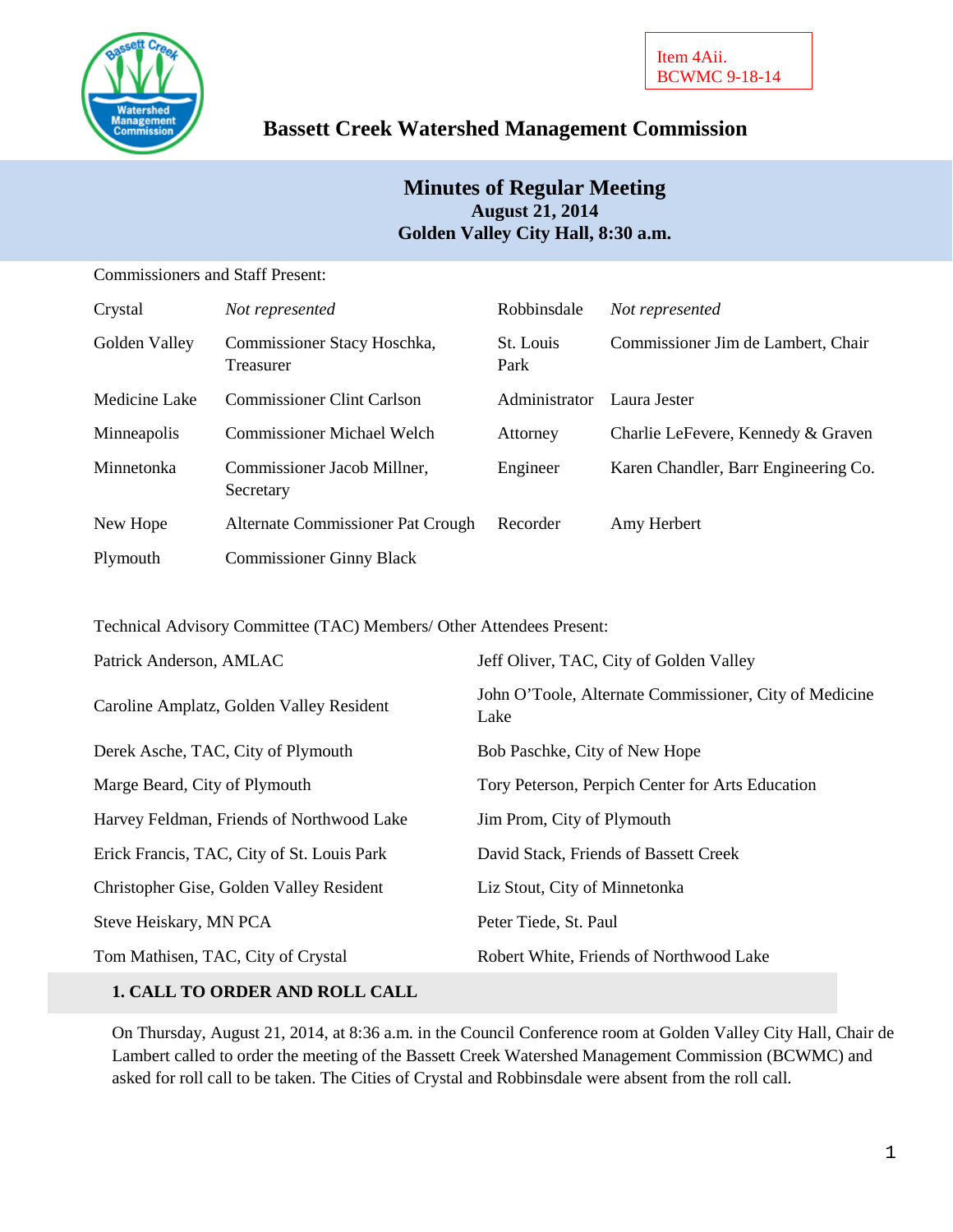Item 4Aii.
BCWMC 9-18-14

# Bassett Creek Watershed Management Commission

## Minutes of Regular Meeting
**August 21, 2014**
**Golden Valley City Hall, 8:30 a.m.**

Commissioners and Staff Present:

| | | | |
|---|---|---|---|
| Crystal | *Not represented* | Robbinsdale | *Not represented* |
| Golden Valley | Commissioner Stacy Hoschka, Treasurer | St. Louis Park | Commissioner Jim de Lambert, Chair |
| Medicine Lake | Commissioner Clint Carlson | Administrator | Laura Jester |
| Minneapolis | Commissioner Michael Welch | Attorney | Charlie LeFevere, Kennedy & Graven |
| Minnetonka | Commissioner Jacob Millner, Secretary | Engineer | Karen Chandler, Barr Engineering Co. |
| New Hope | Alternate Commissioner Pat Crough | Recorder | Amy Herbert |
| Plymouth | Commissioner Ginny Black | | |

Technical Advisory Committee (TAC) Members/ Other Attendees Present:

| | |
|---|---|
| Patrick Anderson, AMLAC | Jeff Oliver, TAC, City of Golden Valley |
| Caroline Amplatz, Golden Valley Resident | John O'Toole, Alternate Commissioner, City of Medicine Lake |
| Derek Asche, TAC, City of Plymouth | Bob Paschke, City of New Hope |
| Marge Beard, City of Plymouth | Tory Peterson, Perpich Center for Arts Education |
| Harvey Feldman, Friends of Northwood Lake | Jim Prom, City of Plymouth |
| Erick Francis, TAC, City of St. Louis Park | David Stack, Friends of Bassett Creek |
| Christopher Gise, Golden Valley Resident | Liz Stout, City of Minnetonka |
| Steve Heiskary, MN PCA | Peter Tiede, St. Paul |
| Tom Mathisen, TAC, City of Crystal | Robert White, Friends of Northwood Lake |

### 1. CALL TO ORDER AND ROLL CALL

On Thursday, August 21, 2014, at 8:36 a.m. in the Council Conference room at Golden Valley City Hall, Chair de Lambert called to order the meeting of the Bassett Creek Watershed Management Commission (BCWMC) and asked for roll call to be taken. The Cities of Crystal and Robbinsdale were absent from the roll call.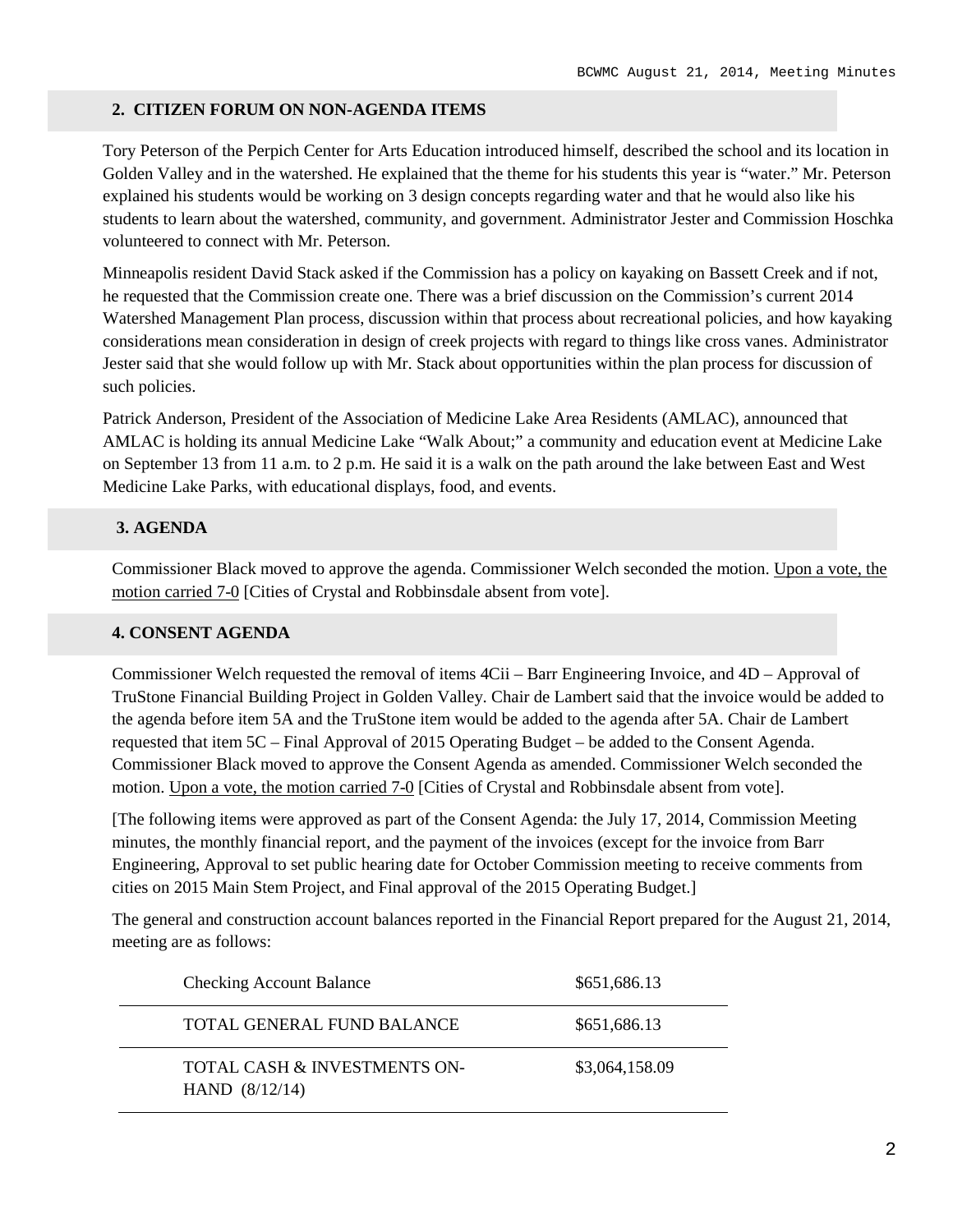## 2. CITIZEN FORUM ON NON-AGENDA ITEMS

Tory Peterson of the Perpich Center for Arts Education introduced himself, described the school and its location in Golden Valley and in the watershed. He explained that the theme for his students this year is "water." Mr. Peterson explained his students would be working on 3 design concepts regarding water and that he would also like his students to learn about the watershed, community, and government. Administrator Jester and Commission Hoschka volunteered to connect with Mr. Peterson.

Minneapolis resident David Stack asked if the Commission has a policy on kayaking on Bassett Creek and if not, he requested that the Commission create one. There was a brief discussion on the Commission's current 2014 Watershed Management Plan process, discussion within that process about recreational policies, and how kayaking considerations mean consideration in design of creek projects with regard to things like cross vanes. Administrator Jester said that she would follow up with Mr. Stack about opportunities within the plan process for discussion of such policies.

Patrick Anderson, President of the Association of Medicine Lake Area Residents (AMLAC), announced that AMLAC is holding its annual Medicine Lake "Walk About;" a community and education event at Medicine Lake on September 13 from 11 a.m. to 2 p.m. He said it is a walk on the path around the lake between East and West Medicine Lake Parks, with educational displays, food, and events.

## 3. AGENDA

Commissioner Black moved to approve the agenda. Commissioner Welch seconded the motion. Upon a vote, the motion carried 7-0 [Cities of Crystal and Robbinsdale absent from vote].

## 4. CONSENT AGENDA

Commissioner Welch requested the removal of items 4Cii – Barr Engineering Invoice, and 4D – Approval of TruStone Financial Building Project in Golden Valley. Chair de Lambert said that the invoice would be added to the agenda before item 5A and the TruStone item would be added to the agenda after 5A. Chair de Lambert requested that item 5C – Final Approval of 2015 Operating Budget – be added to the Consent Agenda. Commissioner Black moved to approve the Consent Agenda as amended. Commissioner Welch seconded the motion. Upon a vote, the motion carried 7-0 [Cities of Crystal and Robbinsdale absent from vote].

[The following items were approved as part of the Consent Agenda: the July 17, 2014, Commission Meeting minutes, the monthly financial report, and the payment of the invoices (except for the invoice from Barr Engineering, Approval to set public hearing date for October Commission meeting to receive comments from cities on 2015 Main Stem Project, and Final approval of the 2015 Operating Budget.]

The general and construction account balances reported in the Financial Report prepared for the August 21, 2014, meeting are as follows:

| | |
|---|---|
| Checking Account Balance | $651,686.13 |
| TOTAL GENERAL FUND BALANCE | $651,686.13 |
| TOTAL CASH & INVESTMENTS ON-HAND (8/12/14) | $3,064,158.09 |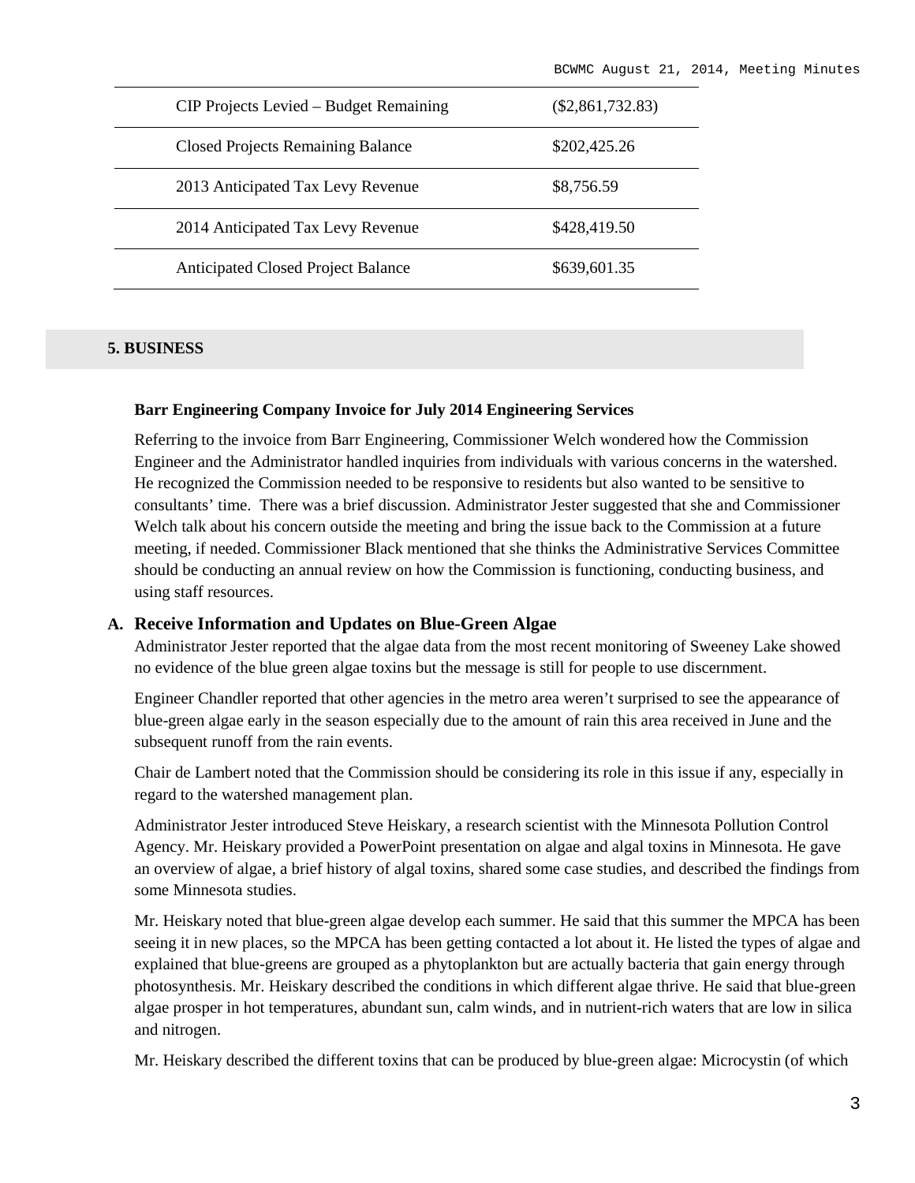| | |
|---|---|
| CIP Projects Levied – Budget Remaining | ($2,861,732.83) |
| Closed Projects Remaining Balance | $202,425.26 |
| 2013 Anticipated Tax Levy Revenue | $8,756.59 |
| 2014 Anticipated Tax Levy Revenue | $428,419.50 |
| Anticipated Closed Project Balance | $639,601.35 |

## 5. BUSINESS

**Barr Engineering Company Invoice for July 2014 Engineering Services**

Referring to the invoice from Barr Engineering, Commissioner Welch wondered how the Commission Engineer and the Administrator handled inquiries from individuals with various concerns in the watershed. He recognized the Commission needed to be responsive to residents but also wanted to be sensitive to consultants' time. There was a brief discussion. Administrator Jester suggested that she and Commissioner Welch talk about his concern outside the meeting and bring the issue back to the Commission at a future meeting, if needed. Commissioner Black mentioned that she thinks the Administrative Services Committee should be conducting an annual review on how the Commission is functioning, conducting business, and using staff resources.

### A. Receive Information and Updates on Blue-Green Algae

Administrator Jester reported that the algae data from the most recent monitoring of Sweeney Lake showed no evidence of the blue green algae toxins but the message is still for people to use discernment.

Engineer Chandler reported that other agencies in the metro area weren't surprised to see the appearance of blue-green algae early in the season especially due to the amount of rain this area received in June and the subsequent runoff from the rain events.

Chair de Lambert noted that the Commission should be considering its role in this issue if any, especially in regard to the watershed management plan.

Administrator Jester introduced Steve Heiskary, a research scientist with the Minnesota Pollution Control Agency. Mr. Heiskary provided a PowerPoint presentation on algae and algal toxins in Minnesota. He gave an overview of algae, a brief history of algal toxins, shared some case studies, and described the findings from some Minnesota studies.

Mr. Heiskary noted that blue-green algae develop each summer. He said that this summer the MPCA has been seeing it in new places, so the MPCA has been getting contacted a lot about it. He listed the types of algae and explained that blue-greens are grouped as a phytoplankton but are actually bacteria that gain energy through photosynthesis. Mr. Heiskary described the conditions in which different algae thrive. He said that blue-green algae prosper in hot temperatures, abundant sun, calm winds, and in nutrient-rich waters that are low in silica and nitrogen.

Mr. Heiskary described the different toxins that can be produced by blue-green algae: Microcystin (of which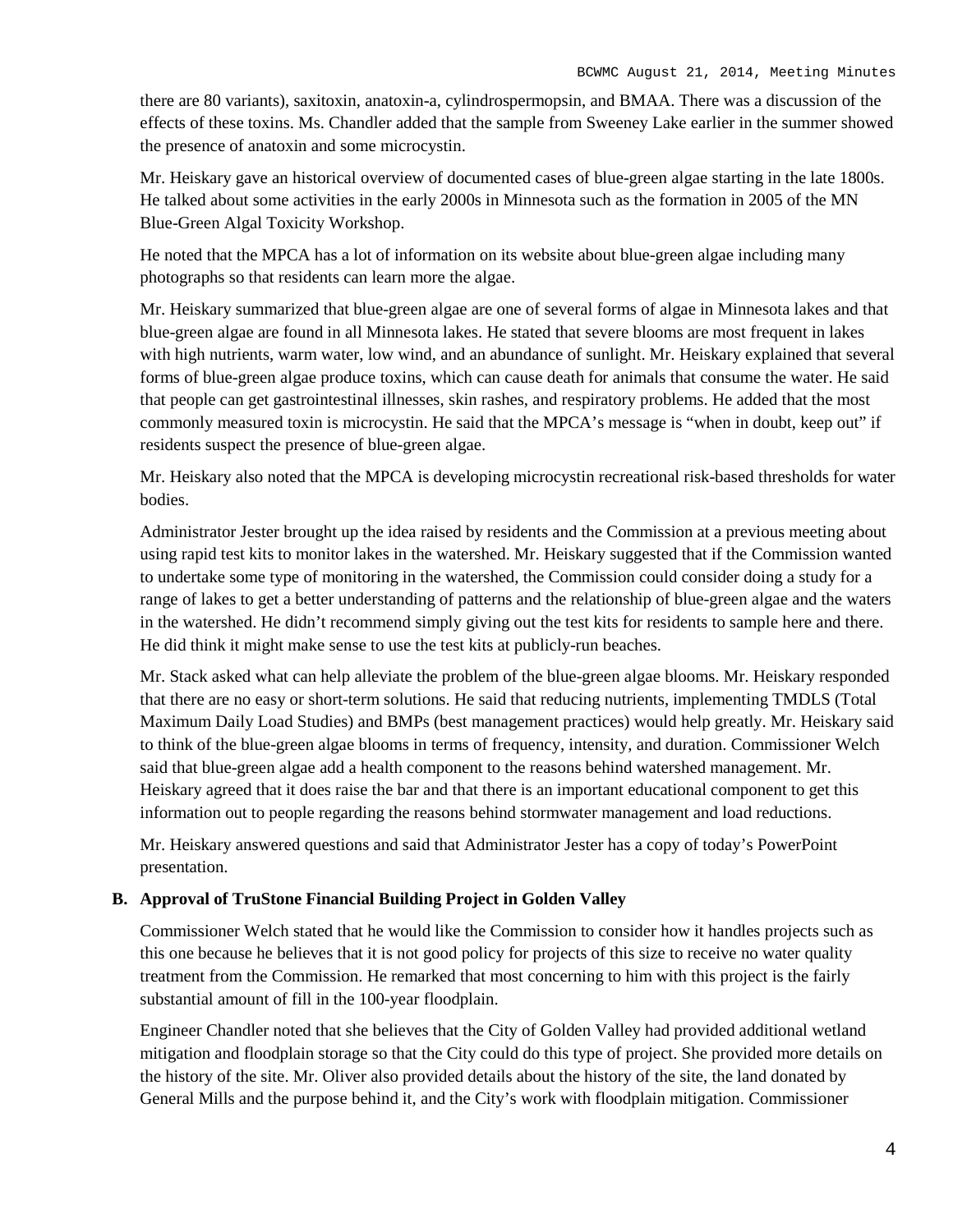there are 80 variants), saxitoxin, anatoxin-a, cylindrospermopsin, and BMAA. There was a discussion of the effects of these toxins. Ms. Chandler added that the sample from Sweeney Lake earlier in the summer showed the presence of anatoxin and some microcystin.

Mr. Heiskary gave an historical overview of documented cases of blue-green algae starting in the late 1800s. He talked about some activities in the early 2000s in Minnesota such as the formation in 2005 of the MN Blue-Green Algal Toxicity Workshop.

He noted that the MPCA has a lot of information on its website about blue-green algae including many photographs so that residents can learn more the algae.

Mr. Heiskary summarized that blue-green algae are one of several forms of algae in Minnesota lakes and that blue-green algae are found in all Minnesota lakes. He stated that severe blooms are most frequent in lakes with high nutrients, warm water, low wind, and an abundance of sunlight. Mr. Heiskary explained that several forms of blue-green algae produce toxins, which can cause death for animals that consume the water. He said that people can get gastrointestinal illnesses, skin rashes, and respiratory problems. He added that the most commonly measured toxin is microcystin. He said that the MPCA's message is "when in doubt, keep out" if residents suspect the presence of blue-green algae.

Mr. Heiskary also noted that the MPCA is developing microcystin recreational risk-based thresholds for water bodies.

Administrator Jester brought up the idea raised by residents and the Commission at a previous meeting about using rapid test kits to monitor lakes in the watershed. Mr. Heiskary suggested that if the Commission wanted to undertake some type of monitoring in the watershed, the Commission could consider doing a study for a range of lakes to get a better understanding of patterns and the relationship of blue-green algae and the waters in the watershed. He didn't recommend simply giving out the test kits for residents to sample here and there. He did think it might make sense to use the test kits at publicly-run beaches.

Mr. Stack asked what can help alleviate the problem of the blue-green algae blooms. Mr. Heiskary responded that there are no easy or short-term solutions. He said that reducing nutrients, implementing TMDLS (Total Maximum Daily Load Studies) and BMPs (best management practices) would help greatly. Mr. Heiskary said to think of the blue-green algae blooms in terms of frequency, intensity, and duration. Commissioner Welch said that blue-green algae add a health component to the reasons behind watershed management. Mr. Heiskary agreed that it does raise the bar and that there is an important educational component to get this information out to people regarding the reasons behind stormwater management and load reductions.

Mr. Heiskary answered questions and said that Administrator Jester has a copy of today's PowerPoint presentation.

**B. Approval of TruStone Financial Building Project in Golden Valley**

Commissioner Welch stated that he would like the Commission to consider how it handles projects such as this one because he believes that it is not good policy for projects of this size to receive no water quality treatment from the Commission. He remarked that most concerning to him with this project is the fairly substantial amount of fill in the 100-year floodplain.

Engineer Chandler noted that she believes that the City of Golden Valley had provided additional wetland mitigation and floodplain storage so that the City could do this type of project. She provided more details on the history of the site. Mr. Oliver also provided details about the history of the site, the land donated by General Mills and the purpose behind it, and the City's work with floodplain mitigation. Commissioner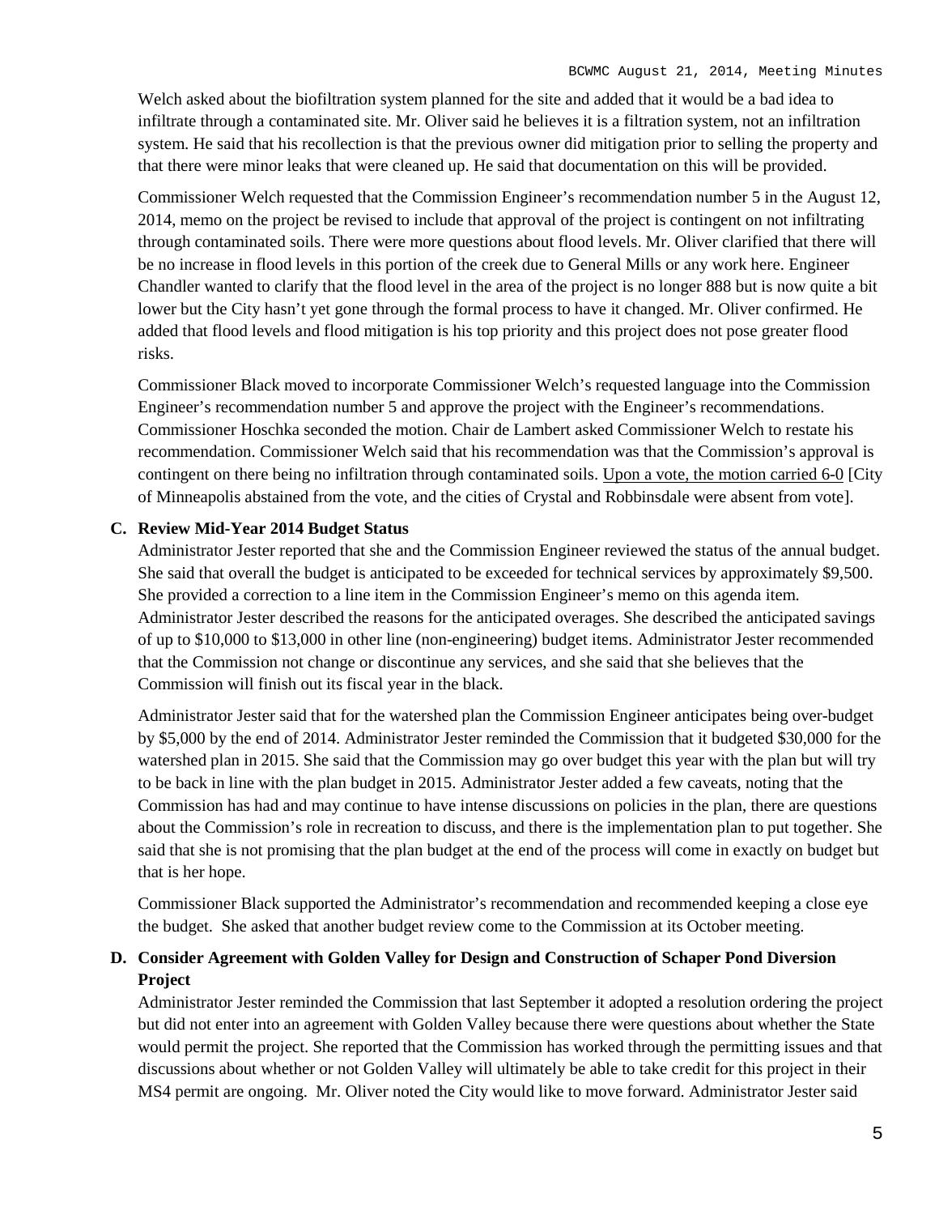Welch asked about the biofiltration system planned for the site and added that it would be a bad idea to infiltrate through a contaminated site. Mr. Oliver said he believes it is a filtration system, not an infiltration system. He said that his recollection is that the previous owner did mitigation prior to selling the property and that there were minor leaks that were cleaned up. He said that documentation on this will be provided.

Commissioner Welch requested that the Commission Engineer's recommendation number 5 in the August 12, 2014, memo on the project be revised to include that approval of the project is contingent on not infiltrating through contaminated soils. There were more questions about flood levels. Mr. Oliver clarified that there will be no increase in flood levels in this portion of the creek due to General Mills or any work here. Engineer Chandler wanted to clarify that the flood level in the area of the project is no longer 888 but is now quite a bit lower but the City hasn't yet gone through the formal process to have it changed. Mr. Oliver confirmed. He added that flood levels and flood mitigation is his top priority and this project does not pose greater flood risks.

Commissioner Black moved to incorporate Commissioner Welch's requested language into the Commission Engineer's recommendation number 5 and approve the project with the Engineer's recommendations. Commissioner Hoschka seconded the motion. Chair de Lambert asked Commissioner Welch to restate his recommendation. Commissioner Welch said that his recommendation was that the Commission's approval is contingent on there being no infiltration through contaminated soils. <u>Upon a vote, the motion carried 6-0</u> [City of Minneapolis abstained from the vote, and the cities of Crystal and Robbinsdale were absent from vote].

**C. Review Mid-Year 2014 Budget Status**

Administrator Jester reported that she and the Commission Engineer reviewed the status of the annual budget. She said that overall the budget is anticipated to be exceeded for technical services by approximately $9,500. She provided a correction to a line item in the Commission Engineer's memo on this agenda item. Administrator Jester described the reasons for the anticipated overages. She described the anticipated savings of up to $10,000 to $13,000 in other line (non-engineering) budget items. Administrator Jester recommended that the Commission not change or discontinue any services, and she said that she believes that the Commission will finish out its fiscal year in the black.

Administrator Jester said that for the watershed plan the Commission Engineer anticipates being over-budget by $5,000 by the end of 2014. Administrator Jester reminded the Commission that it budgeted $30,000 for the watershed plan in 2015. She said that the Commission may go over budget this year with the plan but will try to be back in line with the plan budget in 2015. Administrator Jester added a few caveats, noting that the Commission has had and may continue to have intense discussions on policies in the plan, there are questions about the Commission's role in recreation to discuss, and there is the implementation plan to put together. She said that she is not promising that the plan budget at the end of the process will come in exactly on budget but that is her hope.

Commissioner Black supported the Administrator's recommendation and recommended keeping a close eye the budget. She asked that another budget review come to the Commission at its October meeting.

**D. Consider Agreement with Golden Valley for Design and Construction of Schaper Pond Diversion Project**

Administrator Jester reminded the Commission that last September it adopted a resolution ordering the project but did not enter into an agreement with Golden Valley because there were questions about whether the State would permit the project. She reported that the Commission has worked through the permitting issues and that discussions about whether or not Golden Valley will ultimately be able to take credit for this project in their MS4 permit are ongoing. Mr. Oliver noted the City would like to move forward. Administrator Jester said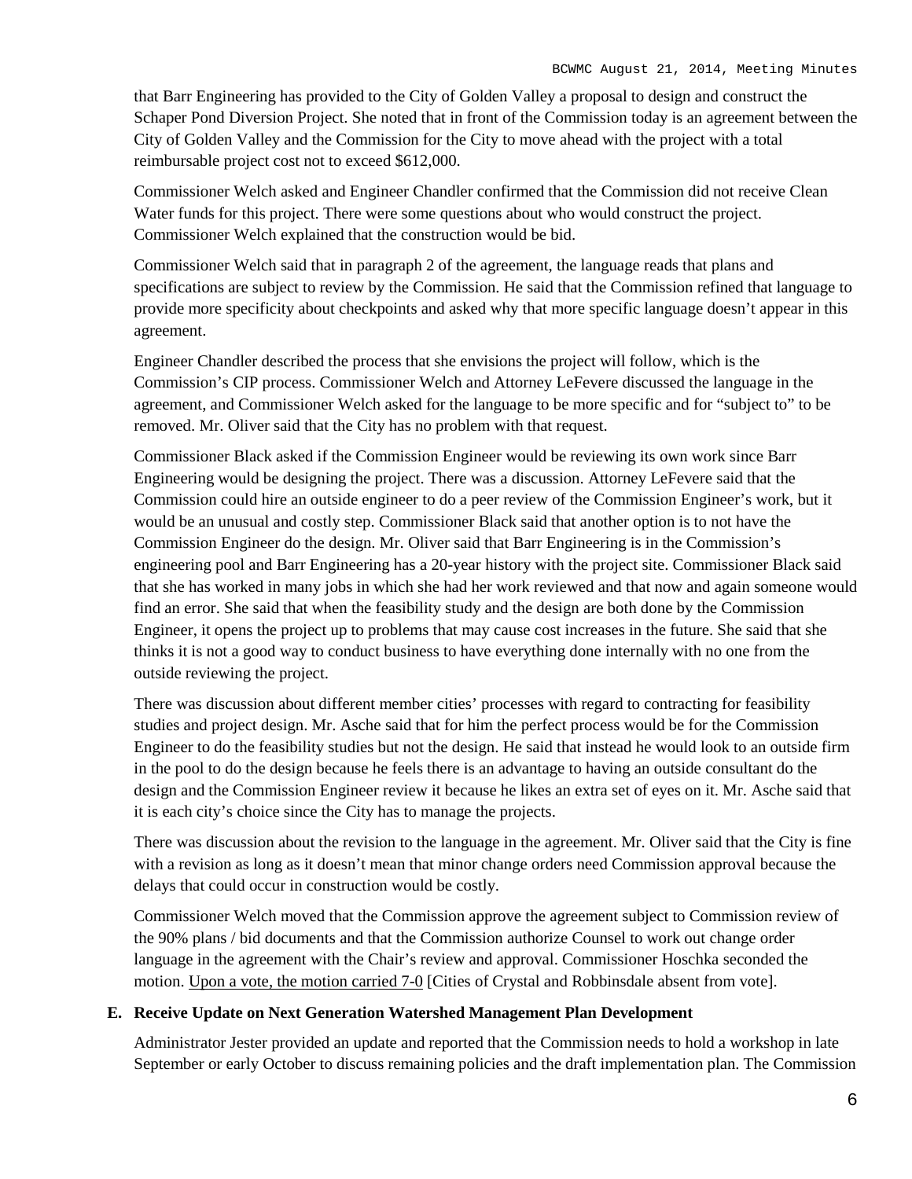that Barr Engineering has provided to the City of Golden Valley a proposal to design and construct the Schaper Pond Diversion Project. She noted that in front of the Commission today is an agreement between the City of Golden Valley and the Commission for the City to move ahead with the project with a total reimbursable project cost not to exceed $612,000.

Commissioner Welch asked and Engineer Chandler confirmed that the Commission did not receive Clean Water funds for this project. There were some questions about who would construct the project. Commissioner Welch explained that the construction would be bid.

Commissioner Welch said that in paragraph 2 of the agreement, the language reads that plans and specifications are subject to review by the Commission. He said that the Commission refined that language to provide more specificity about checkpoints and asked why that more specific language doesn't appear in this agreement.

Engineer Chandler described the process that she envisions the project will follow, which is the Commission's CIP process. Commissioner Welch and Attorney LeFevere discussed the language in the agreement, and Commissioner Welch asked for the language to be more specific and for "subject to" to be removed. Mr. Oliver said that the City has no problem with that request.

Commissioner Black asked if the Commission Engineer would be reviewing its own work since Barr Engineering would be designing the project. There was a discussion. Attorney LeFevere said that the Commission could hire an outside engineer to do a peer review of the Commission Engineer's work, but it would be an unusual and costly step. Commissioner Black said that another option is to not have the Commission Engineer do the design. Mr. Oliver said that Barr Engineering is in the Commission's engineering pool and Barr Engineering has a 20-year history with the project site. Commissioner Black said that she has worked in many jobs in which she had her work reviewed and that now and again someone would find an error. She said that when the feasibility study and the design are both done by the Commission Engineer, it opens the project up to problems that may cause cost increases in the future. She said that she thinks it is not a good way to conduct business to have everything done internally with no one from the outside reviewing the project.

There was discussion about different member cities' processes with regard to contracting for feasibility studies and project design. Mr. Asche said that for him the perfect process would be for the Commission Engineer to do the feasibility studies but not the design. He said that instead he would look to an outside firm in the pool to do the design because he feels there is an advantage to having an outside consultant do the design and the Commission Engineer review it because he likes an extra set of eyes on it. Mr. Asche said that it is each city's choice since the City has to manage the projects.

There was discussion about the revision to the language in the agreement. Mr. Oliver said that the City is fine with a revision as long as it doesn't mean that minor change orders need Commission approval because the delays that could occur in construction would be costly.

Commissioner Welch moved that the Commission approve the agreement subject to Commission review of the 90% plans / bid documents and that the Commission authorize Counsel to work out change order language in the agreement with the Chair's review and approval. Commissioner Hoschka seconded the motion. Upon a vote, the motion carried 7-0 [Cities of Crystal and Robbinsdale absent from vote].

**E. Receive Update on Next Generation Watershed Management Plan Development**

Administrator Jester provided an update and reported that the Commission needs to hold a workshop in late September or early October to discuss remaining policies and the draft implementation plan. The Commission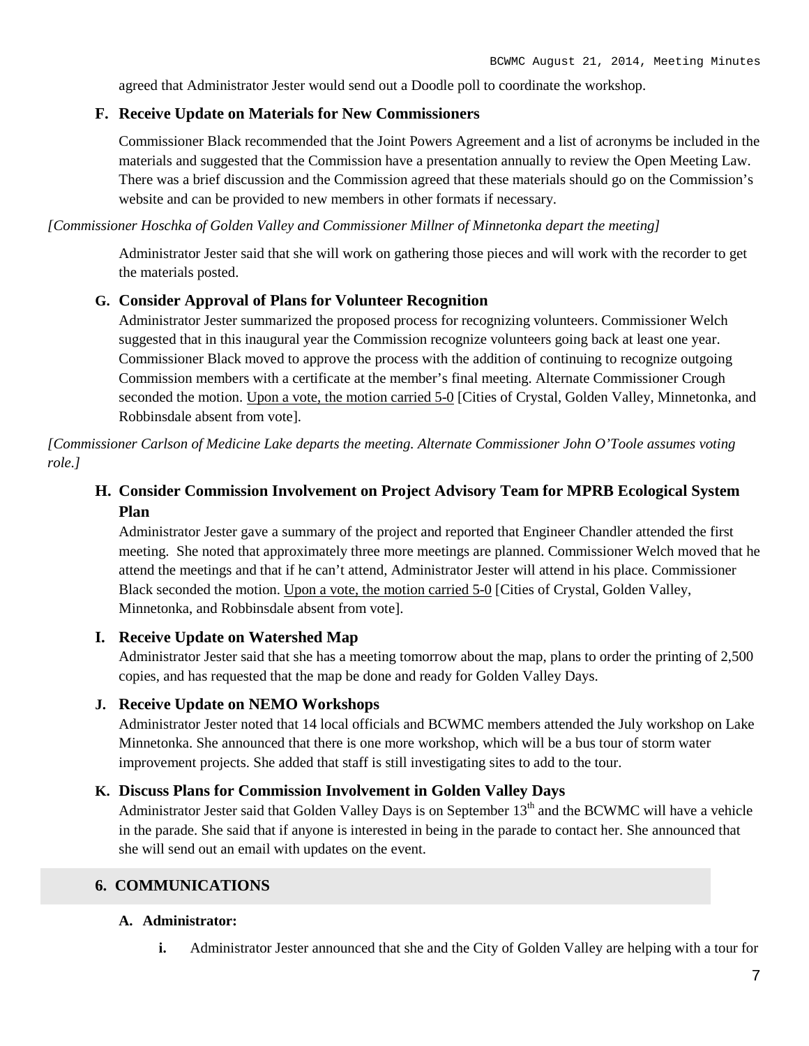agreed that Administrator Jester would send out a Doodle poll to coordinate the workshop.

### F. Receive Update on Materials for New Commissioners

Commissioner Black recommended that the Joint Powers Agreement and a list of acronyms be included in the materials and suggested that the Commission have a presentation annually to review the Open Meeting Law. There was a brief discussion and the Commission agreed that these materials should go on the Commission's website and can be provided to new members in other formats if necessary.

*[Commissioner Hoschka of Golden Valley and Commissioner Millner of Minnetonka depart the meeting]*

Administrator Jester said that she will work on gathering those pieces and will work with the recorder to get the materials posted.

### G. Consider Approval of Plans for Volunteer Recognition

Administrator Jester summarized the proposed process for recognizing volunteers. Commissioner Welch suggested that in this inaugural year the Commission recognize volunteers going back at least one year. Commissioner Black moved to approve the process with the addition of continuing to recognize outgoing Commission members with a certificate at the member's final meeting. Alternate Commissioner Crough seconded the motion. Upon a vote, the motion carried 5-0 [Cities of Crystal, Golden Valley, Minnetonka, and Robbinsdale absent from vote].

*[Commissioner Carlson of Medicine Lake departs the meeting. Alternate Commissioner John O'Toole assumes voting role.]*

### H. Consider Commission Involvement on Project Advisory Team for MPRB Ecological System Plan

Administrator Jester gave a summary of the project and reported that Engineer Chandler attended the first meeting. She noted that approximately three more meetings are planned. Commissioner Welch moved that he attend the meetings and that if he can't attend, Administrator Jester will attend in his place. Commissioner Black seconded the motion. Upon a vote, the motion carried 5-0 [Cities of Crystal, Golden Valley, Minnetonka, and Robbinsdale absent from vote].

### I. Receive Update on Watershed Map

Administrator Jester said that she has a meeting tomorrow about the map, plans to order the printing of 2,500 copies, and has requested that the map be done and ready for Golden Valley Days.

### J. Receive Update on NEMO Workshops

Administrator Jester noted that 14 local officials and BCWMC members attended the July workshop on Lake Minnetonka. She announced that there is one more workshop, which will be a bus tour of storm water improvement projects. She added that staff is still investigating sites to add to the tour.

### K. Discuss Plans for Commission Involvement in Golden Valley Days

Administrator Jester said that Golden Valley Days is on September 13th and the BCWMC will have a vehicle in the parade. She said that if anyone is interested in being in the parade to contact her. She announced that she will send out an email with updates on the event.

## 6. COMMUNICATIONS

**A. Administrator:**

- **i.** Administrator Jester announced that she and the City of Golden Valley are helping with a tour for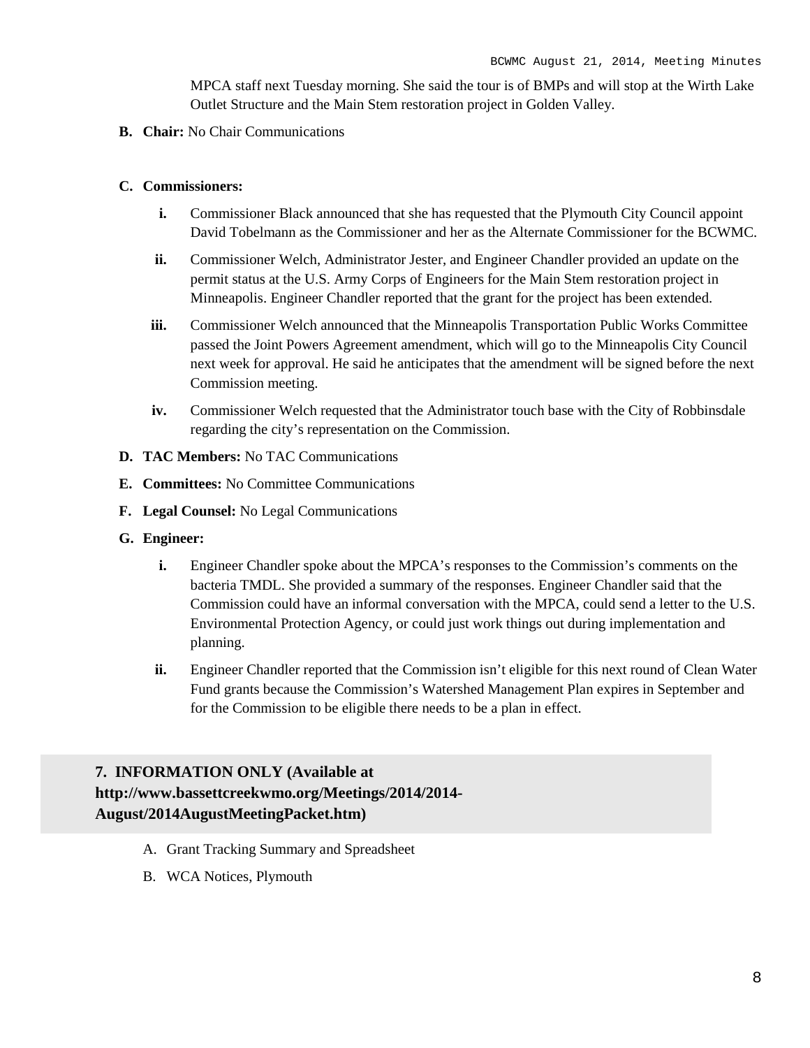MPCA staff next Tuesday morning. She said the tour is of BMPs and will stop at the Wirth Lake Outlet Structure and the Main Stem restoration project in Golden Valley.

**B. Chair:** No Chair Communications

**C. Commissioners:**

- **i.** Commissioner Black announced that she has requested that the Plymouth City Council appoint David Tobelmann as the Commissioner and her as the Alternate Commissioner for the BCWMC.
- **ii.** Commissioner Welch, Administrator Jester, and Engineer Chandler provided an update on the permit status at the U.S. Army Corps of Engineers for the Main Stem restoration project in Minneapolis. Engineer Chandler reported that the grant for the project has been extended.
- **iii.** Commissioner Welch announced that the Minneapolis Transportation Public Works Committee passed the Joint Powers Agreement amendment, which will go to the Minneapolis City Council next week for approval. He said he anticipates that the amendment will be signed before the next Commission meeting.
- **iv.** Commissioner Welch requested that the Administrator touch base with the City of Robbinsdale regarding the city's representation on the Commission.

**D. TAC Members:** No TAC Communications

**E. Committees:** No Committee Communications

**F. Legal Counsel:** No Legal Communications

**G. Engineer:**

- **i.** Engineer Chandler spoke about the MPCA's responses to the Commission's comments on the bacteria TMDL. She provided a summary of the responses. Engineer Chandler said that the Commission could have an informal conversation with the MPCA, could send a letter to the U.S. Environmental Protection Agency, or could just work things out during implementation and planning.
- **ii.** Engineer Chandler reported that the Commission isn't eligible for this next round of Clean Water Fund grants because the Commission's Watershed Management Plan expires in September and for the Commission to be eligible there needs to be a plan in effect.

## 7. INFORMATION ONLY (Available at http://www.bassettcreekwmo.org/Meetings/2014/2014-August/2014AugustMeetingPacket.htm)

A. Grant Tracking Summary and Spreadsheet

B. WCA Notices, Plymouth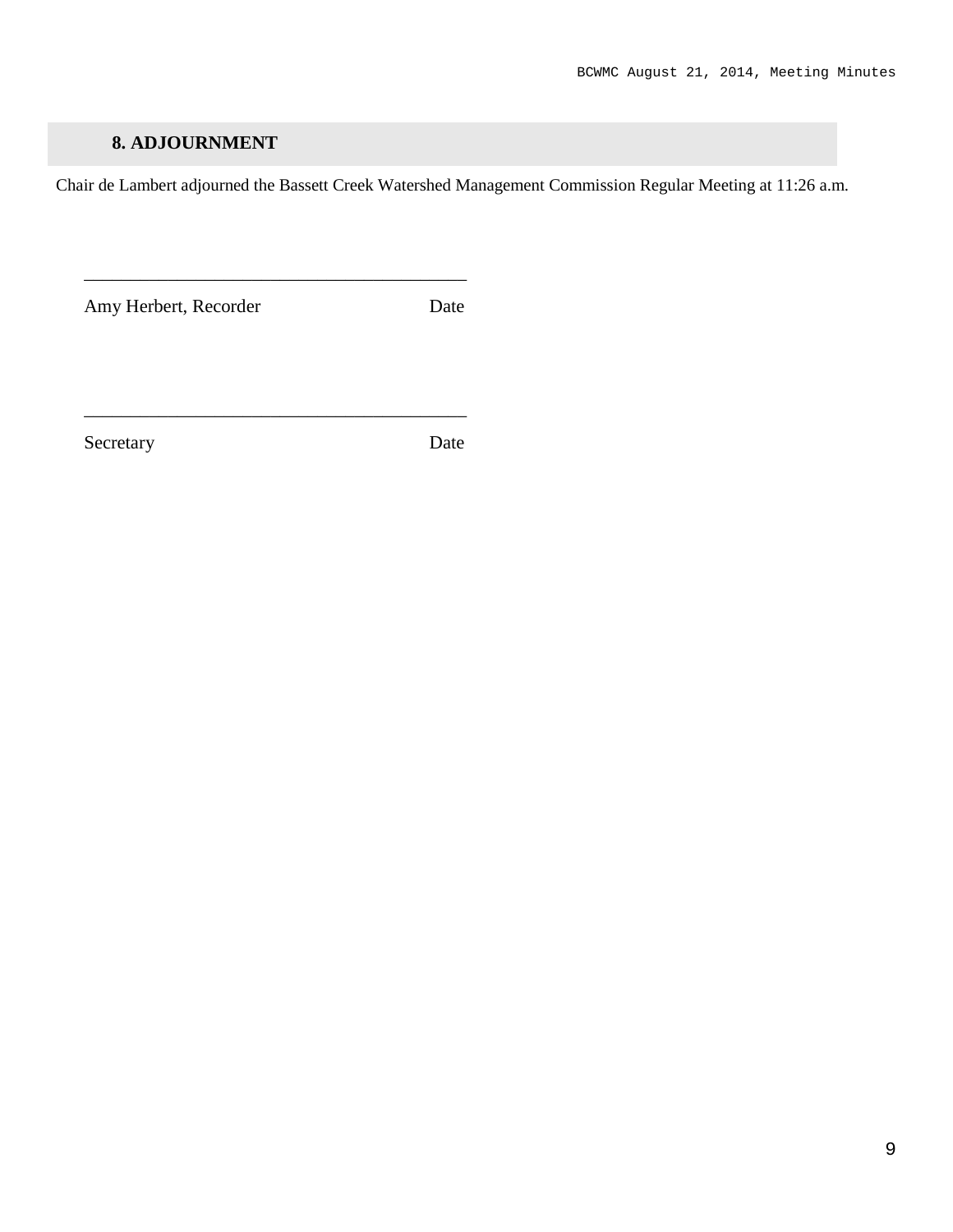## 8. ADJOURNMENT

Chair de Lambert adjourned the Bassett Creek Watershed Management Commission Regular Meeting at 11:26 a.m.

\_\_\_\_\_\_\_\_\_\_\_\_\_\_\_\_\_\_\_\_\_\_\_\_\_\_\_\_\_\_\_\_\_\_\_\_\_\_\_\_\_\_

Amy Herbert, Recorder Date

\_\_\_\_\_\_\_\_\_\_\_\_\_\_\_\_\_\_\_\_\_\_\_\_\_\_\_\_\_\_\_\_\_\_\_\_\_\_\_\_\_\_

Secretary Date